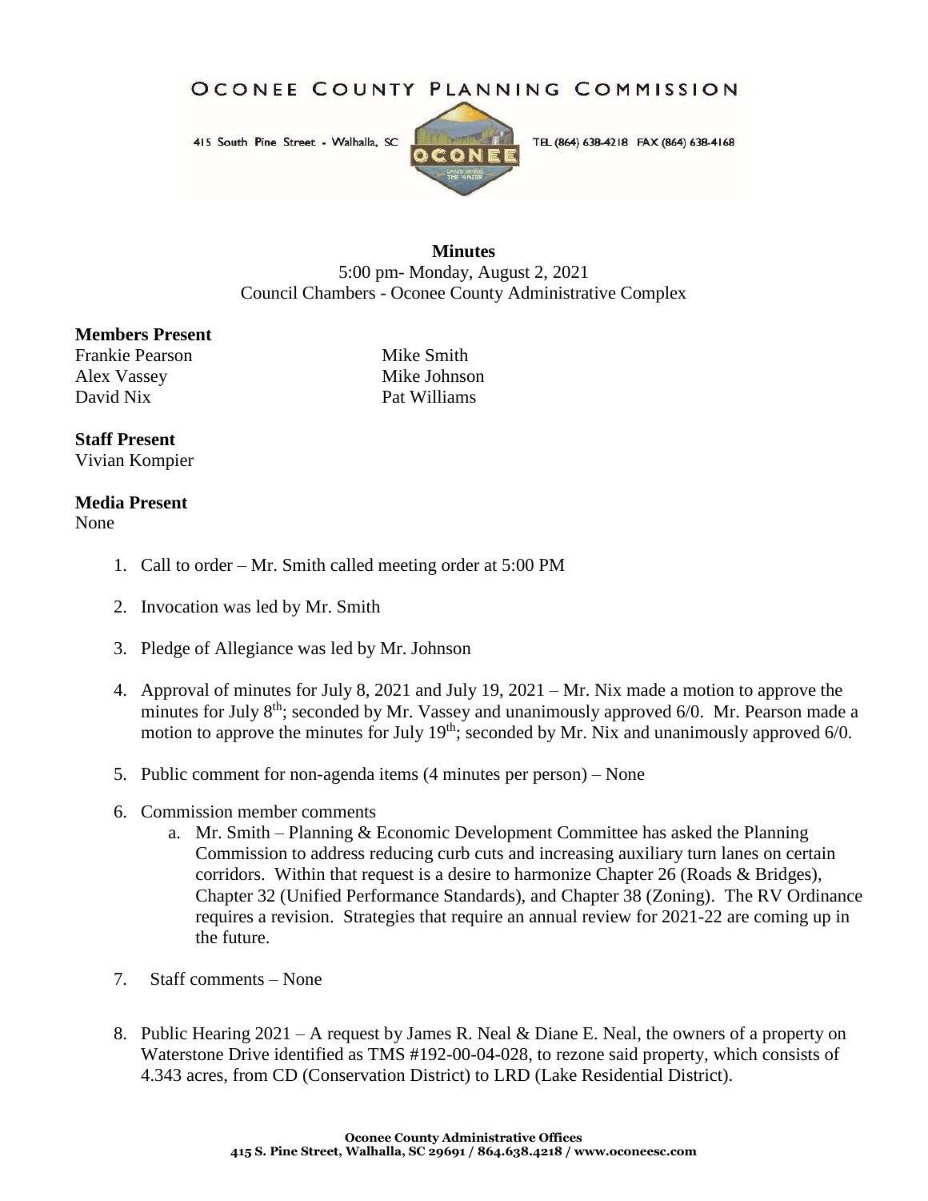# OCONEE COUNTY PLANNING COMMISSION

415 South Pine Street - Walhalla, SC TEL (864) 638-4218 FAX (864) 638-4168

**Minutes**
5:00 pm- Monday, August 2, 2021
Council Chambers - Oconee County Administrative Complex

**Members Present**
Frankie Pearson
Alex Vassey
David Nix
Mike Smith
Mike Johnson
Pat Williams

**Staff Present**
Vivian Kompier

**Media Present**
None

1. Call to order – Mr. Smith called meeting order at 5:00 PM
2. Invocation was led by Mr. Smith
3. Pledge of Allegiance was led by Mr. Johnson
4. Approval of minutes for July 8, 2021 and July 19, 2021 – Mr. Nix made a motion to approve the minutes for July 8th; seconded by Mr. Vassey and unanimously approved 6/0. Mr. Pearson made a motion to approve the minutes for July 19th; seconded by Mr. Nix and unanimously approved 6/0.
5. Public comment for non-agenda items (4 minutes per person) – None
6. Commission member comments
   a. Mr. Smith – Planning & Economic Development Committee has asked the Planning Commission to address reducing curb cuts and increasing auxiliary turn lanes on certain corridors. Within that request is a desire to harmonize Chapter 26 (Roads & Bridges), Chapter 32 (Unified Performance Standards), and Chapter 38 (Zoning). The RV Ordinance requires a revision. Strategies that require an annual review for 2021-22 are coming up in the future.
7. Staff comments – None
8. Public Hearing 2021 – A request by James R. Neal & Diane E. Neal, the owners of a property on Waterstone Drive identified as TMS #192-00-04-028, to rezone said property, which consists of 4.343 acres, from CD (Conservation District) to LRD (Lake Residential District).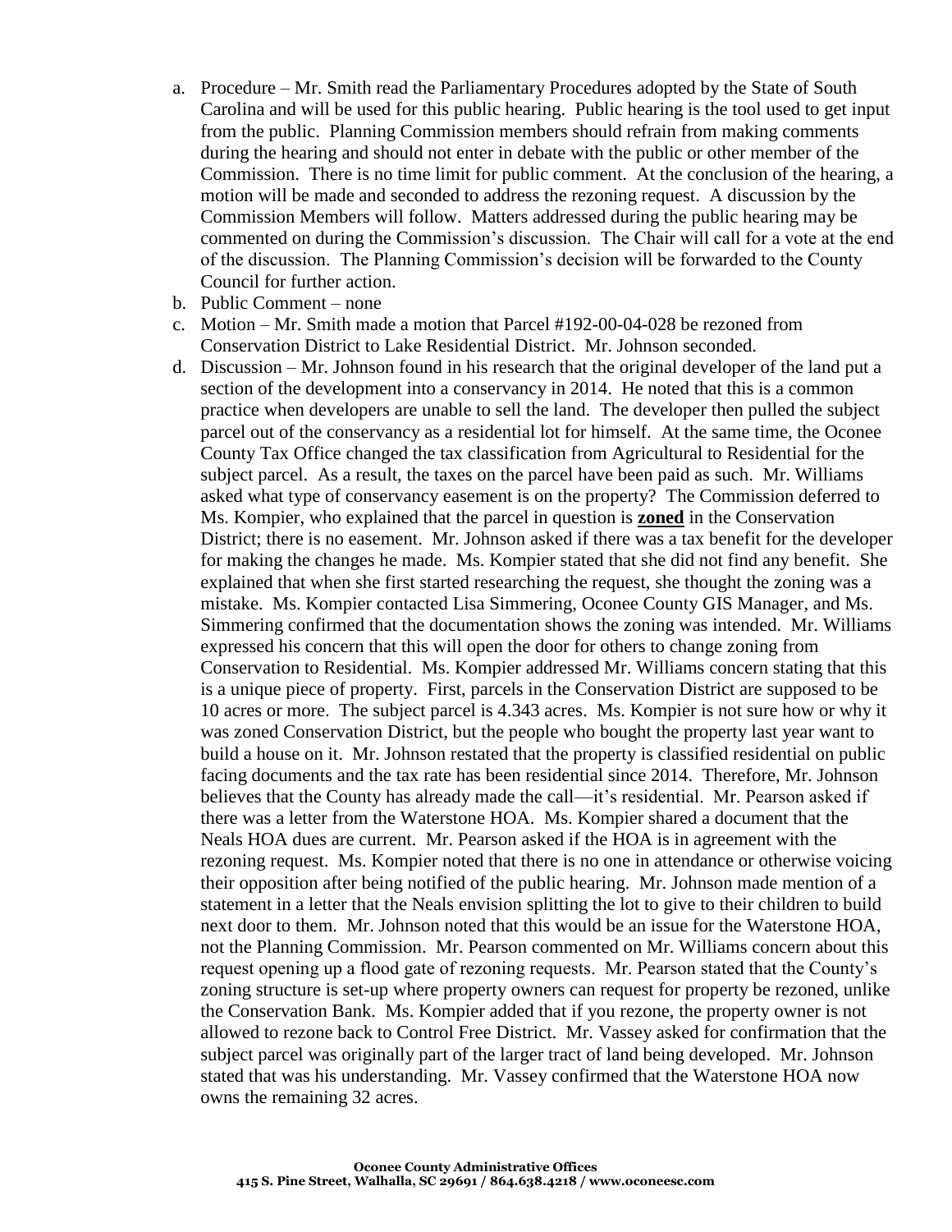a. Procedure – Mr. Smith read the Parliamentary Procedures adopted by the State of South Carolina and will be used for this public hearing. Public hearing is the tool used to get input from the public. Planning Commission members should refrain from making comments during the hearing and should not enter in debate with the public or other member of the Commission. There is no time limit for public comment. At the conclusion of the hearing, a motion will be made and seconded to address the rezoning request. A discussion by the Commission Members will follow. Matters addressed during the public hearing may be commented on during the Commission's discussion. The Chair will call for a vote at the end of the discussion. The Planning Commission's decision will be forwarded to the County Council for further action.
b. Public Comment – none
c. Motion – Mr. Smith made a motion that Parcel #192-00-04-028 be rezoned from Conservation District to Lake Residential District. Mr. Johnson seconded.
d. Discussion – Mr. Johnson found in his research that the original developer of the land put a section of the development into a conservancy in 2014. He noted that this is a common practice when developers are unable to sell the land. The developer then pulled the subject parcel out of the conservancy as a residential lot for himself. At the same time, the Oconee County Tax Office changed the tax classification from Agricultural to Residential for the subject parcel. As a result, the taxes on the parcel have been paid as such. Mr. Williams asked what type of conservancy easement is on the property? The Commission deferred to Ms. Kompier, who explained that the parcel in question is **zoned** in the Conservation District; there is no easement. Mr. Johnson asked if there was a tax benefit for the developer for making the changes he made. Ms. Kompier stated that she did not find any benefit. She explained that when she first started researching the request, she thought the zoning was a mistake. Ms. Kompier contacted Lisa Simmering, Oconee County GIS Manager, and Ms. Simmering confirmed that the documentation shows the zoning was intended. Mr. Williams expressed his concern that this will open the door for others to change zoning from Conservation to Residential. Ms. Kompier addressed Mr. Williams concern stating that this is a unique piece of property. First, parcels in the Conservation District are supposed to be 10 acres or more. The subject parcel is 4.343 acres. Ms. Kompier is not sure how or why it was zoned Conservation District, but the people who bought the property last year want to build a house on it. Mr. Johnson restated that the property is classified residential on public facing documents and the tax rate has been residential since 2014. Therefore, Mr. Johnson believes that the County has already made the call—it's residential. Mr. Pearson asked if there was a letter from the Waterstone HOA. Ms. Kompier shared a document that the Neals HOA dues are current. Mr. Pearson asked if the HOA is in agreement with the rezoning request. Ms. Kompier noted that there is no one in attendance or otherwise voicing their opposition after being notified of the public hearing. Mr. Johnson made mention of a statement in a letter that the Neals envision splitting the lot to give to their children to build next door to them. Mr. Johnson noted that this would be an issue for the Waterstone HOA, not the Planning Commission. Mr. Pearson commented on Mr. Williams concern about this request opening up a flood gate of rezoning requests. Mr. Pearson stated that the County's zoning structure is set-up where property owners can request for property be rezoned, unlike the Conservation Bank. Ms. Kompier added that if you rezone, the property owner is not allowed to rezone back to Control Free District. Mr. Vassey asked for confirmation that the subject parcel was originally part of the larger tract of land being developed. Mr. Johnson stated that was his understanding. Mr. Vassey confirmed that the Waterstone HOA now owns the remaining 32 acres.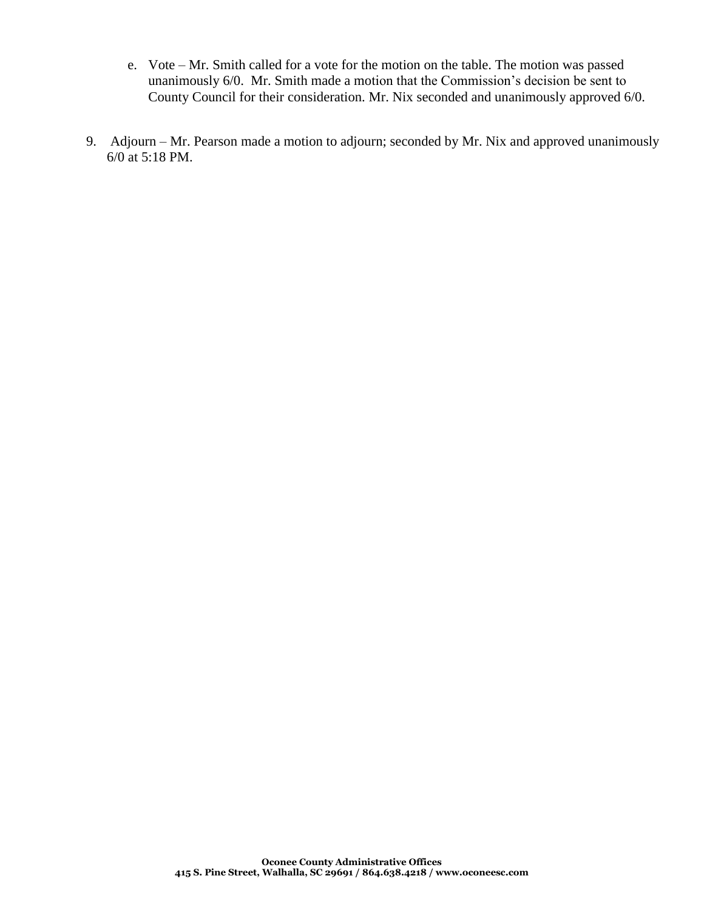e. Vote – Mr. Smith called for a vote for the motion on the table. The motion was passed unanimously 6/0. Mr. Smith made a motion that the Commission's decision be sent to County Council for their consideration. Mr. Nix seconded and unanimously approved 6/0.

9. Adjourn – Mr. Pearson made a motion to adjourn; seconded by Mr. Nix and approved unanimously 6/0 at 5:18 PM.